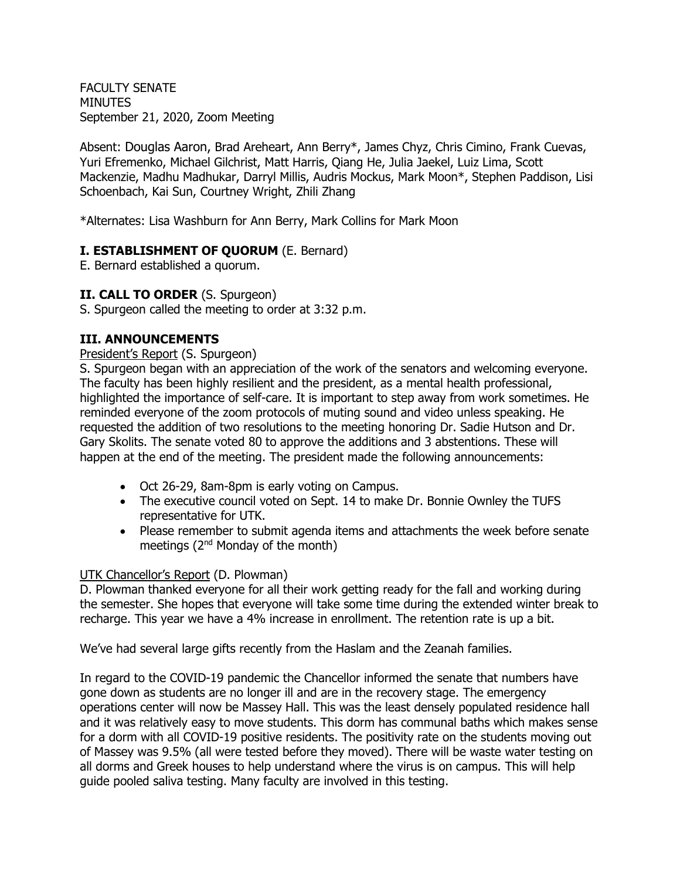FACULTY SENATE
MINUTES
September 21, 2020, Zoom Meeting

Absent: Douglas Aaron, Brad Areheart, Ann Berry*, James Chyz, Chris Cimino, Frank Cuevas, Yuri Efremenko, Michael Gilchrist, Matt Harris, Qiang He, Julia Jaekel, Luiz Lima, Scott Mackenzie, Madhu Madhukar, Darryl Millis, Audris Mockus, Mark Moon*, Stephen Paddison, Lisi Schoenbach, Kai Sun, Courtney Wright, Zhili Zhang

*Alternates: Lisa Washburn for Ann Berry, Mark Collins for Mark Moon

### I. ESTABLISHMENT OF QUORUM (E. Bernard)

E. Bernard established a quorum.

### II. CALL TO ORDER (S. Spurgeon)

S. Spurgeon called the meeting to order at 3:32 p.m.

### III. ANNOUNCEMENTS

President's Report (S. Spurgeon)

S. Spurgeon began with an appreciation of the work of the senators and welcoming everyone. The faculty has been highly resilient and the president, as a mental health professional, highlighted the importance of self-care. It is important to step away from work sometimes. He reminded everyone of the zoom protocols of muting sound and video unless speaking. He requested the addition of two resolutions to the meeting honoring Dr. Sadie Hutson and Dr. Gary Skolits. The senate voted 80 to approve the additions and 3 abstentions. These will happen at the end of the meeting. The president made the following announcements:

- Oct 26-29, 8am-8pm is early voting on Campus.
- The executive council voted on Sept. 14 to make Dr. Bonnie Ownley the TUFS representative for UTK.
- Please remember to submit agenda items and attachments the week before senate meetings (2nd Monday of the month)

UTK Chancellor's Report (D. Plowman)

D. Plowman thanked everyone for all their work getting ready for the fall and working during the semester. She hopes that everyone will take some time during the extended winter break to recharge. This year we have a 4% increase in enrollment. The retention rate is up a bit.

We've had several large gifts recently from the Haslam and the Zeanah families.

In regard to the COVID-19 pandemic the Chancellor informed the senate that numbers have gone down as students are no longer ill and are in the recovery stage. The emergency operations center will now be Massey Hall. This was the least densely populated residence hall and it was relatively easy to move students. This dorm has communal baths which makes sense for a dorm with all COVID-19 positive residents. The positivity rate on the students moving out of Massey was 9.5% (all were tested before they moved). There will be waste water testing on all dorms and Greek houses to help understand where the virus is on campus. This will help guide pooled saliva testing. Many faculty are involved in this testing.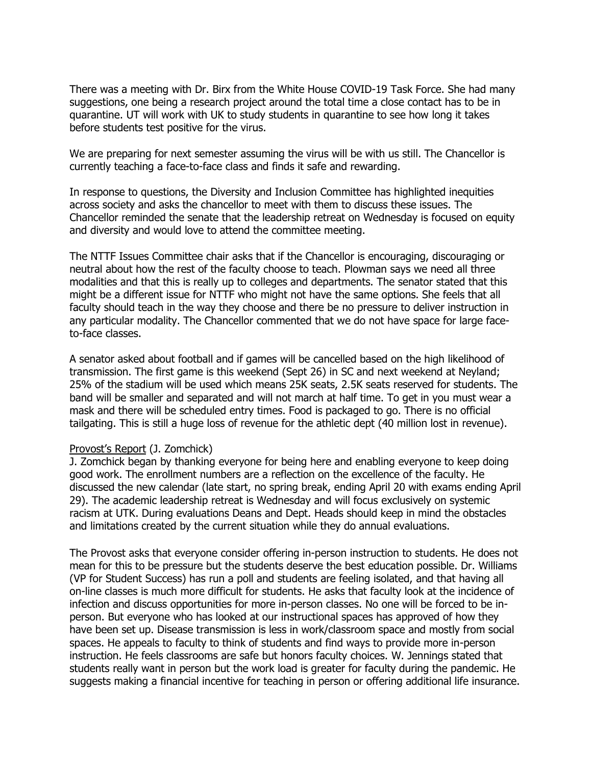There was a meeting with Dr. Birx from the White House COVID-19 Task Force. She had many suggestions, one being a research project around the total time a close contact has to be in quarantine. UT will work with UK to study students in quarantine to see how long it takes before students test positive for the virus.

We are preparing for next semester assuming the virus will be with us still. The Chancellor is currently teaching a face-to-face class and finds it safe and rewarding.

In response to questions, the Diversity and Inclusion Committee has highlighted inequities across society and asks the chancellor to meet with them to discuss these issues. The Chancellor reminded the senate that the leadership retreat on Wednesday is focused on equity and diversity and would love to attend the committee meeting.

The NTTF Issues Committee chair asks that if the Chancellor is encouraging, discouraging or neutral about how the rest of the faculty choose to teach. Plowman says we need all three modalities and that this is really up to colleges and departments. The senator stated that this might be a different issue for NTTF who might not have the same options. She feels that all faculty should teach in the way they choose and there be no pressure to deliver instruction in any particular modality. The Chancellor commented that we do not have space for large face-to-face classes.

A senator asked about football and if games will be cancelled based on the high likelihood of transmission. The first game is this weekend (Sept 26) in SC and next weekend at Neyland; 25% of the stadium will be used which means 25K seats, 2.5K seats reserved for students. The band will be smaller and separated and will not march at half time. To get in you must wear a mask and there will be scheduled entry times. Food is packaged to go. There is no official tailgating. This is still a huge loss of revenue for the athletic dept (40 million lost in revenue).

Provost's Report (J. Zomchick)

J. Zomchick began by thanking everyone for being here and enabling everyone to keep doing good work. The enrollment numbers are a reflection on the excellence of the faculty. He discussed the new calendar (late start, no spring break, ending April 20 with exams ending April 29). The academic leadership retreat is Wednesday and will focus exclusively on systemic racism at UTK. During evaluations Deans and Dept. Heads should keep in mind the obstacles and limitations created by the current situation while they do annual evaluations.

The Provost asks that everyone consider offering in-person instruction to students. He does not mean for this to be pressure but the students deserve the best education possible. Dr. Williams (VP for Student Success) has run a poll and students are feeling isolated, and that having all on-line classes is much more difficult for students. He asks that faculty look at the incidence of infection and discuss opportunities for more in-person classes. No one will be forced to be in-person. But everyone who has looked at our instructional spaces has approved of how they have been set up. Disease transmission is less in work/classroom space and mostly from social spaces. He appeals to faculty to think of students and find ways to provide more in-person instruction. He feels classrooms are safe but honors faculty choices. W. Jennings stated that students really want in person but the work load is greater for faculty during the pandemic. He suggests making a financial incentive for teaching in person or offering additional life insurance.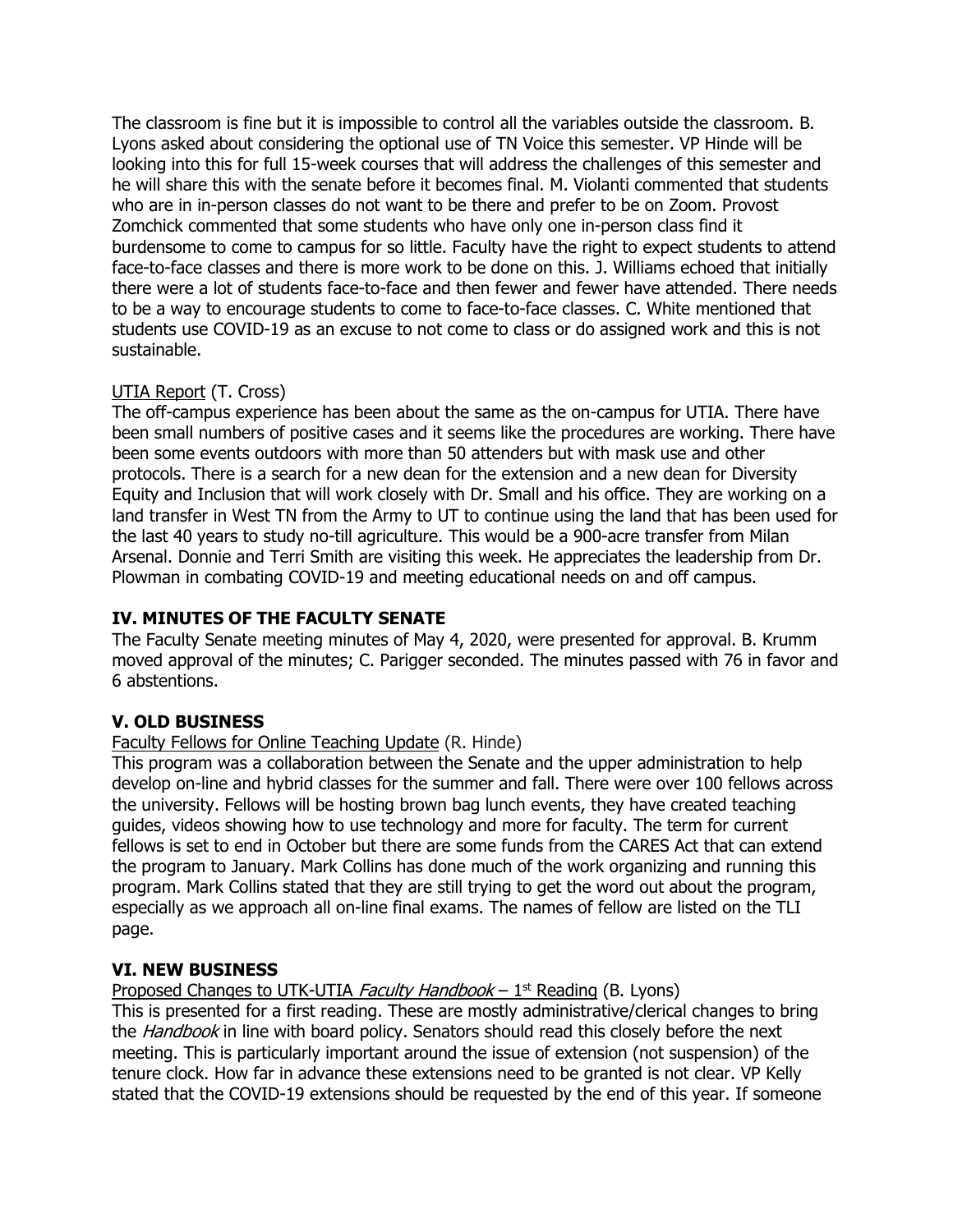The classroom is fine but it is impossible to control all the variables outside the classroom. B. Lyons asked about considering the optional use of TN Voice this semester. VP Hinde will be looking into this for full 15-week courses that will address the challenges of this semester and he will share this with the senate before it becomes final. M. Violanti commented that students who are in in-person classes do not want to be there and prefer to be on Zoom. Provost Zomchick commented that some students who have only one in-person class find it burdensome to come to campus for so little. Faculty have the right to expect students to attend face-to-face classes and there is more work to be done on this. J. Williams echoed that initially there were a lot of students face-to-face and then fewer and fewer have attended. There needs to be a way to encourage students to come to face-to-face classes. C. White mentioned that students use COVID-19 as an excuse to not come to class or do assigned work and this is not sustainable.

UTIA Report (T. Cross)

The off-campus experience has been about the same as the on-campus for UTIA. There have been small numbers of positive cases and it seems like the procedures are working. There have been some events outdoors with more than 50 attenders but with mask use and other protocols. There is a search for a new dean for the extension and a new dean for Diversity Equity and Inclusion that will work closely with Dr. Small and his office. They are working on a land transfer in West TN from the Army to UT to continue using the land that has been used for the last 40 years to study no-till agriculture. This would be a 900-acre transfer from Milan Arsenal. Donnie and Terri Smith are visiting this week. He appreciates the leadership from Dr. Plowman in combating COVID-19 and meeting educational needs on and off campus.

## IV. MINUTES OF THE FACULTY SENATE

The Faculty Senate meeting minutes of May 4, 2020, were presented for approval. B. Krumm moved approval of the minutes; C. Parigger seconded. The minutes passed with 76 in favor and 6 abstentions.

## V. OLD BUSINESS

Faculty Fellows for Online Teaching Update (R. Hinde)

This program was a collaboration between the Senate and the upper administration to help develop on-line and hybrid classes for the summer and fall. There were over 100 fellows across the university. Fellows will be hosting brown bag lunch events, they have created teaching guides, videos showing how to use technology and more for faculty. The term for current fellows is set to end in October but there are some funds from the CARES Act that can extend the program to January. Mark Collins has done much of the work organizing and running this program. Mark Collins stated that they are still trying to get the word out about the program, especially as we approach all on-line final exams. The names of fellow are listed on the TLI page.

## VI. NEW BUSINESS

Proposed Changes to UTK-UTIA *Faculty Handbook* – 1st Reading (B. Lyons)

This is presented for a first reading. These are mostly administrative/clerical changes to bring the *Handbook* in line with board policy. Senators should read this closely before the next meeting. This is particularly important around the issue of extension (not suspension) of the tenure clock. How far in advance these extensions need to be granted is not clear. VP Kelly stated that the COVID-19 extensions should be requested by the end of this year. If someone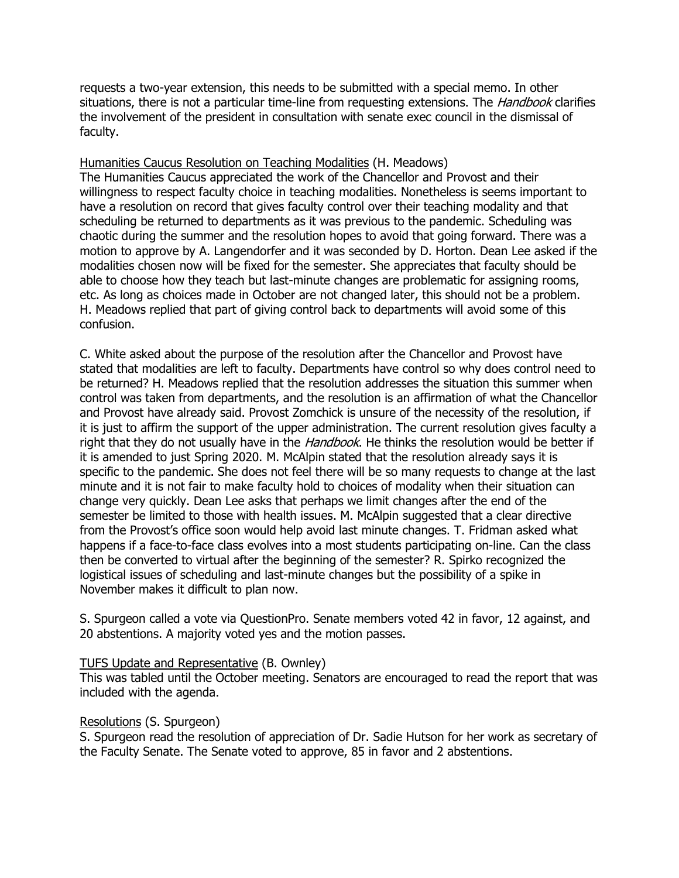requests a two-year extension, this needs to be submitted with a special memo. In other situations, there is not a particular time-line from requesting extensions. The *Handbook* clarifies the involvement of the president in consultation with senate exec council in the dismissal of faculty.

Humanities Caucus Resolution on Teaching Modalities (H. Meadows)

The Humanities Caucus appreciated the work of the Chancellor and Provost and their willingness to respect faculty choice in teaching modalities. Nonetheless is seems important to have a resolution on record that gives faculty control over their teaching modality and that scheduling be returned to departments as it was previous to the pandemic. Scheduling was chaotic during the summer and the resolution hopes to avoid that going forward. There was a motion to approve by A. Langendorfer and it was seconded by D. Horton. Dean Lee asked if the modalities chosen now will be fixed for the semester. She appreciates that faculty should be able to choose how they teach but last-minute changes are problematic for assigning rooms, etc. As long as choices made in October are not changed later, this should not be a problem. H. Meadows replied that part of giving control back to departments will avoid some of this confusion.

C. White asked about the purpose of the resolution after the Chancellor and Provost have stated that modalities are left to faculty. Departments have control so why does control need to be returned? H. Meadows replied that the resolution addresses the situation this summer when control was taken from departments, and the resolution is an affirmation of what the Chancellor and Provost have already said. Provost Zomchick is unsure of the necessity of the resolution, if it is just to affirm the support of the upper administration. The current resolution gives faculty a right that they do not usually have in the *Handbook*. He thinks the resolution would be better if it is amended to just Spring 2020. M. McAlpin stated that the resolution already says it is specific to the pandemic. She does not feel there will be so many requests to change at the last minute and it is not fair to make faculty hold to choices of modality when their situation can change very quickly. Dean Lee asks that perhaps we limit changes after the end of the semester be limited to those with health issues. M. McAlpin suggested that a clear directive from the Provost's office soon would help avoid last minute changes. T. Fridman asked what happens if a face-to-face class evolves into a most students participating on-line. Can the class then be converted to virtual after the beginning of the semester? R. Spirko recognized the logistical issues of scheduling and last-minute changes but the possibility of a spike in November makes it difficult to plan now.

S. Spurgeon called a vote via QuestionPro. Senate members voted 42 in favor, 12 against, and 20 abstentions. A majority voted yes and the motion passes.

TUFS Update and Representative (B. Ownley)

This was tabled until the October meeting. Senators are encouraged to read the report that was included with the agenda.

Resolutions (S. Spurgeon)

S. Spurgeon read the resolution of appreciation of Dr. Sadie Hutson for her work as secretary of the Faculty Senate. The Senate voted to approve, 85 in favor and 2 abstentions.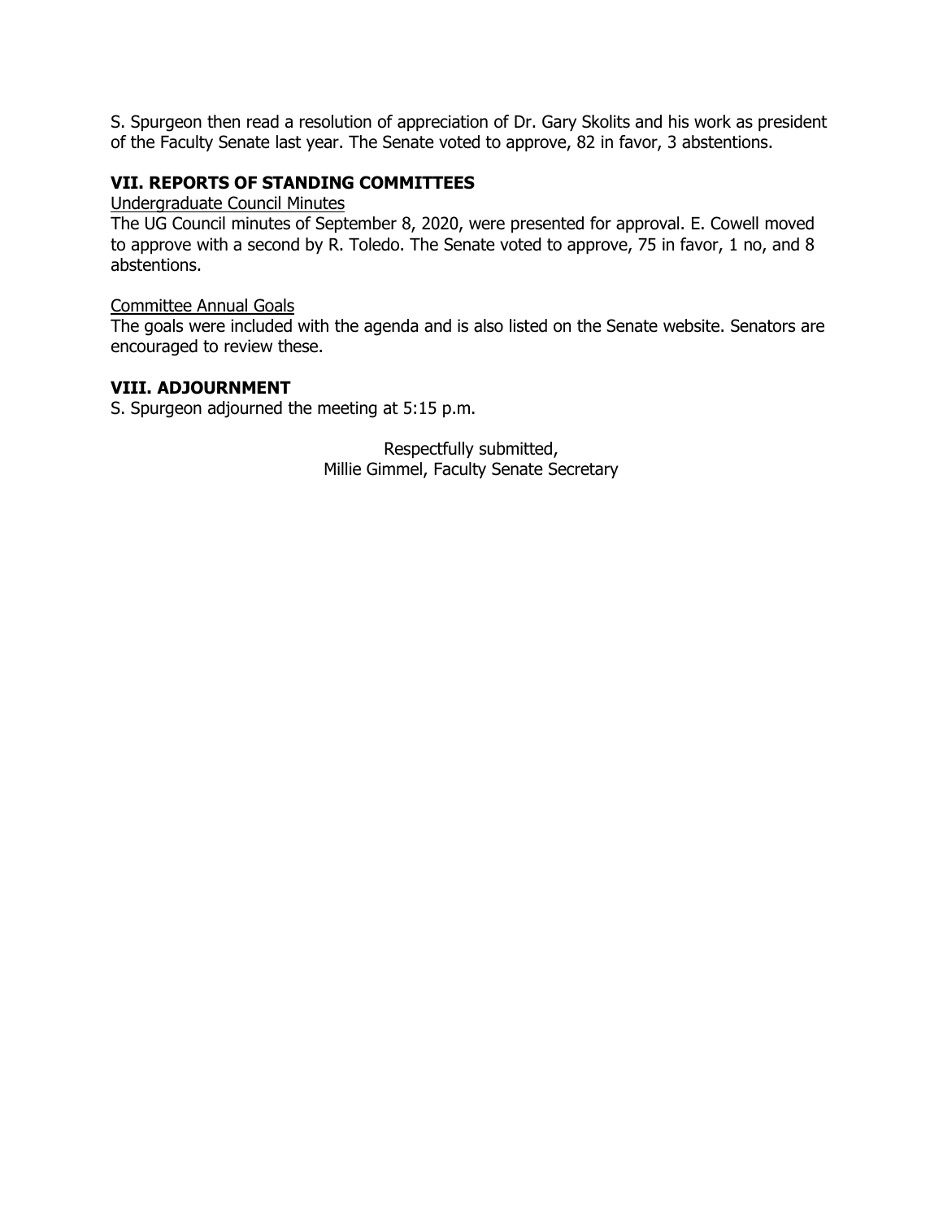S. Spurgeon then read a resolution of appreciation of Dr. Gary Skolits and his work as president of the Faculty Senate last year. The Senate voted to approve, 82 in favor, 3 abstentions.

## VII. REPORTS OF STANDING COMMITTEES

Undergraduate Council Minutes

The UG Council minutes of September 8, 2020, were presented for approval. E. Cowell moved to approve with a second by R. Toledo. The Senate voted to approve, 75 in favor, 1 no, and 8 abstentions.

Committee Annual Goals

The goals were included with the agenda and is also listed on the Senate website. Senators are encouraged to review these.

## VIII. ADJOURNMENT

S. Spurgeon adjourned the meeting at 5:15 p.m.

Respectfully submitted,
Millie Gimmel, Faculty Senate Secretary